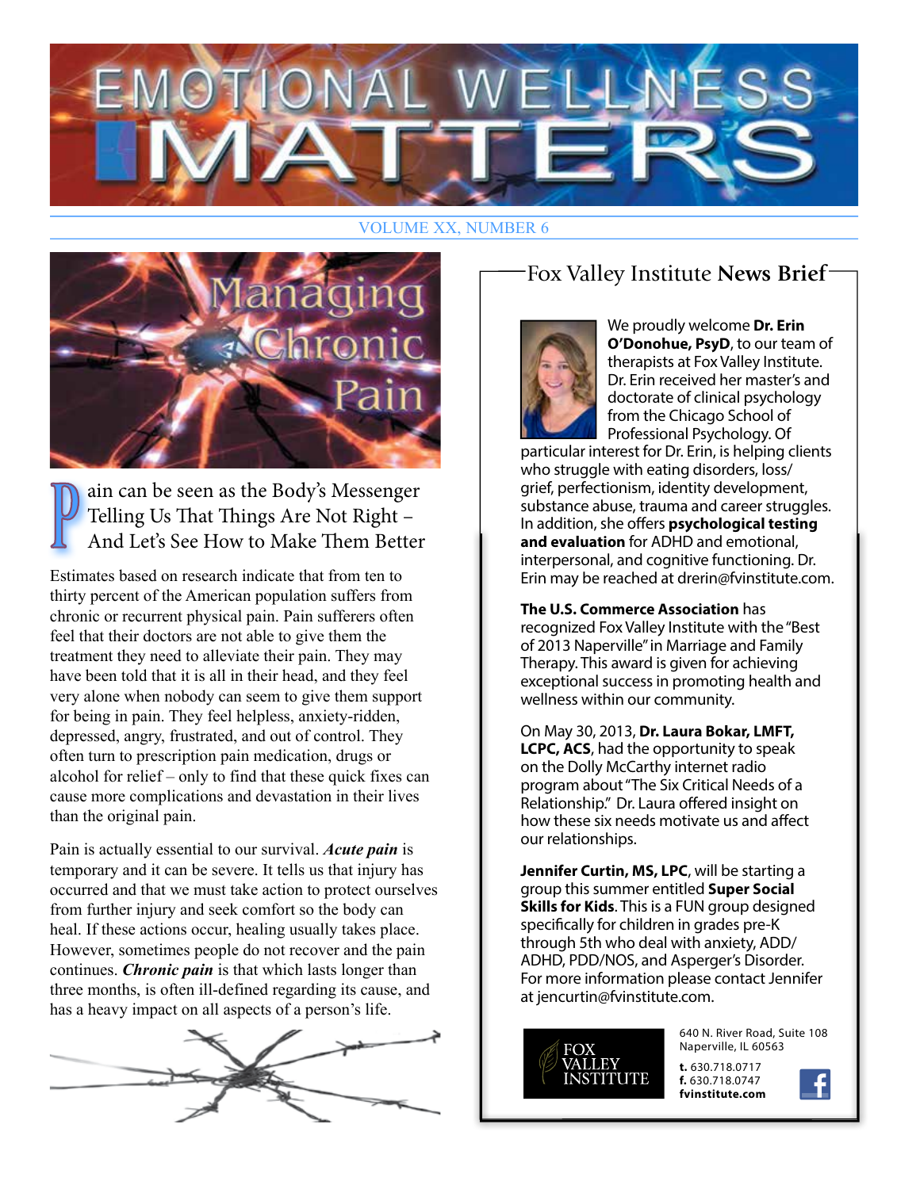# EMOTIONAL WELLNESS MATTERS

VOLUME XX, NUMBER 6

## Managing Chronic Pain

### Pain can be seen as the Body's Messenger Telling Us That Things Are Not Right – And Let's See How to Make Them Better

Estimates based on research indicate that from ten to thirty percent of the American population suffers from chronic or recurrent physical pain. Pain sufferers often feel that their doctors are not able to give them the treatment they need to alleviate their pain. They may have been told that it is all in their head, and they feel very alone when nobody can seem to give them support for being in pain. They feel helpless, anxiety-ridden, depressed, angry, frustrated, and out of control. They often turn to prescription pain medication, drugs or alcohol for relief – only to find that these quick fixes can cause more complications and devastation in their lives than the original pain.

Pain is actually essential to our survival. ***Acute pain*** is temporary and it can be severe. It tells us that injury has occurred and that we must take action to protect ourselves from further injury and seek comfort so the body can heal. If these actions occur, healing usually takes place. However, sometimes people do not recover and the pain continues. ***Chronic pain*** is that which lasts longer than three months, is often ill-defined regarding its cause, and has a heavy impact on all aspects of a person's life.

## Fox Valley Institute **News Brief**

We proudly welcome **Dr. Erin O'Donohue, PsyD**, to our team of therapists at Fox Valley Institute. Dr. Erin received her master's and doctorate of clinical psychology from the Chicago School of Professional Psychology. Of particular interest for Dr. Erin, is helping clients who struggle with eating disorders, loss/grief, perfectionism, identity development, substance abuse, trauma and career struggles. In addition, she offers **psychological testing and evaluation** for ADHD and emotional, interpersonal, and cognitive functioning. Dr. Erin may be reached at drerin@fvinstitute.com.

**The U.S. Commerce Association** has recognized Fox Valley Institute with the "Best of 2013 Naperville" in Marriage and Family Therapy. This award is given for achieving exceptional success in promoting health and wellness within our community.

On May 30, 2013, **Dr. Laura Bokar, LMFT, LCPC, ACS**, had the opportunity to speak on the Dolly McCarthy internet radio program about "The Six Critical Needs of a Relationship." Dr. Laura offered insight on how these six needs motivate us and affect our relationships.

**Jennifer Curtin, MS, LPC**, will be starting a group this summer entitled **Super Social Skills for Kids**. This is a FUN group designed specifically for children in grades pre-K through 5th who deal with anxiety, ADD/ADHD, PDD/NOS, and Asperger's Disorder. For more information please contact Jennifer at jencurtin@fvinstitute.com.

FOX VALLEY INSTITUTE

640 N. River Road, Suite 108
Naperville, IL 60563

**t.** 630.718.0717
**f.** 630.718.0747
**fvinstitute.com**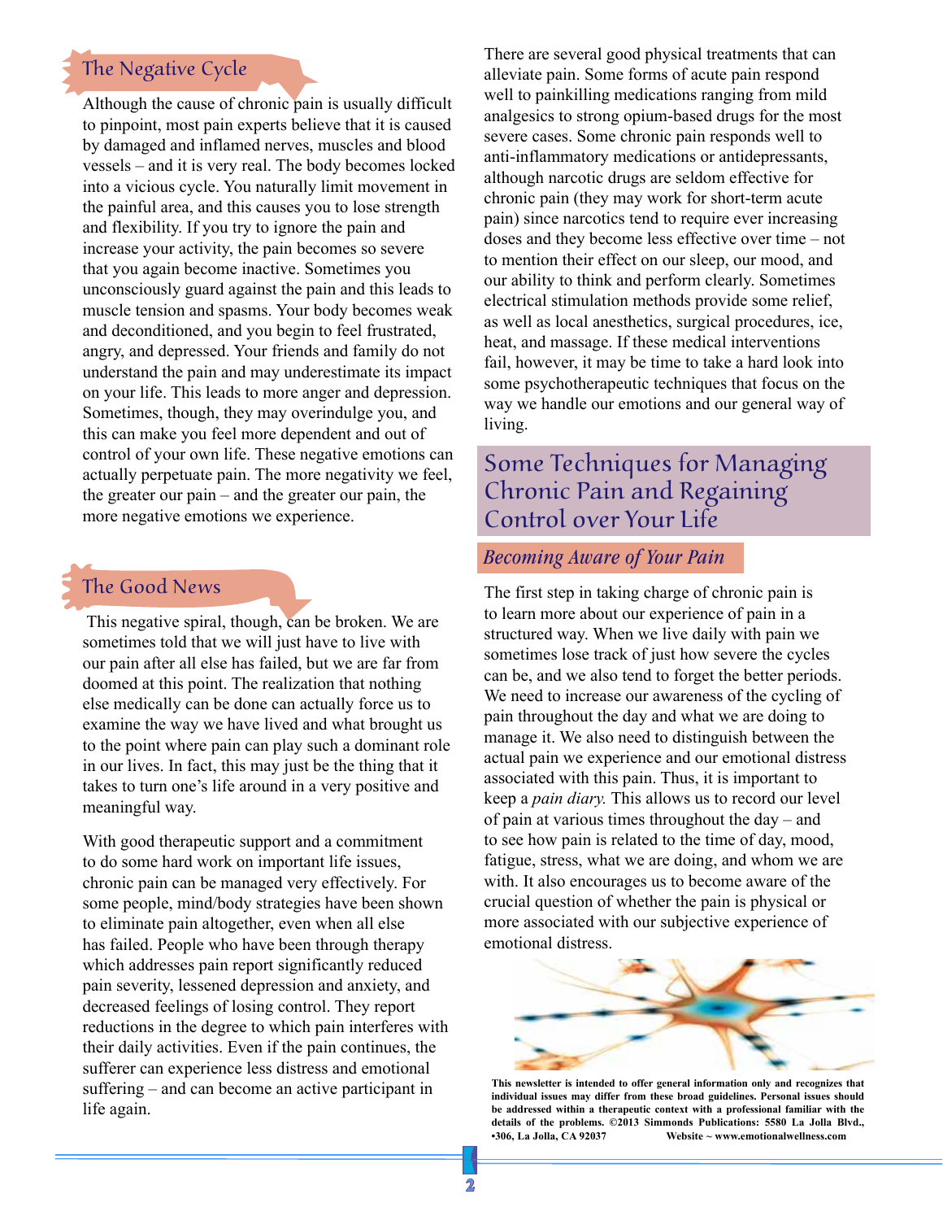## The Negative Cycle

Although the cause of chronic pain is usually difficult to pinpoint, most pain experts believe that it is caused by damaged and inflamed nerves, muscles and blood vessels – and it is very real. The body becomes locked into a vicious cycle. You naturally limit movement in the painful area, and this causes you to lose strength and flexibility. If you try to ignore the pain and increase your activity, the pain becomes so severe that you again become inactive. Sometimes you unconsciously guard against the pain and this leads to muscle tension and spasms. Your body becomes weak and deconditioned, and you begin to feel frustrated, angry, and depressed. Your friends and family do not understand the pain and may underestimate its impact on your life. This leads to more anger and depression. Sometimes, though, they may overindulge you, and this can make you feel more dependent and out of control of your own life. These negative emotions can actually perpetuate pain. The more negativity we feel, the greater our pain – and the greater our pain, the more negative emotions we experience.

## The Good News

This negative spiral, though, can be broken. We are sometimes told that we will just have to live with our pain after all else has failed, but we are far from doomed at this point. The realization that nothing else medically can be done can actually force us to examine the way we have lived and what brought us to the point where pain can play such a dominant role in our lives. In fact, this may just be the thing that it takes to turn one's life around in a very positive and meaningful way.

With good therapeutic support and a commitment to do some hard work on important life issues, chronic pain can be managed very effectively. For some people, mind/body strategies have been shown to eliminate pain altogether, even when all else has failed. People who have been through therapy which addresses pain report significantly reduced pain severity, lessened depression and anxiety, and decreased feelings of losing control. They report reductions in the degree to which pain interferes with their daily activities. Even if the pain continues, the sufferer can experience less distress and emotional suffering – and can become an active participant in life again.

There are several good physical treatments that can alleviate pain. Some forms of acute pain respond well to painkilling medications ranging from mild analgesics to strong opium-based drugs for the most severe cases. Some chronic pain responds well to anti-inflammatory medications or antidepressants, although narcotic drugs are seldom effective for chronic pain (they may work for short-term acute pain) since narcotics tend to require ever increasing doses and they become less effective over time – not to mention their effect on our sleep, our mood, and our ability to think and perform clearly. Sometimes electrical stimulation methods provide some relief, as well as local anesthetics, surgical procedures, ice, heat, and massage. If these medical interventions fail, however, it may be time to take a hard look into some psychotherapeutic techniques that focus on the way we handle our emotions and our general way of living.

## Some Techniques for Managing Chronic Pain and Regaining Control over Your Life

### *Becoming Aware of Your Pain*

The first step in taking charge of chronic pain is to learn more about our experience of pain in a structured way. When we live daily with pain we sometimes lose track of just how severe the cycles can be, and we also tend to forget the better periods. We need to increase our awareness of the cycling of pain throughout the day and what we are doing to manage it. We also need to distinguish between the actual pain we experience and our emotional distress associated with this pain. Thus, it is important to keep a *pain diary.* This allows us to record our level of pain at various times throughout the day – and to see how pain is related to the time of day, mood, fatigue, stress, what we are doing, and whom we are with. It also encourages us to become aware of the crucial question of whether the pain is physical or more associated with our subjective experience of emotional distress.

**This newsletter is intended to offer general information only and recognizes that individual issues may differ from these broad guidelines. Personal issues should be addressed within a therapeutic context with a professional familiar with the details of the problems. ©2013 Simmonds Publications: 5580 La Jolla Blvd., •306, La Jolla, CA 92037 Website ~ www.emotionalwellness.com**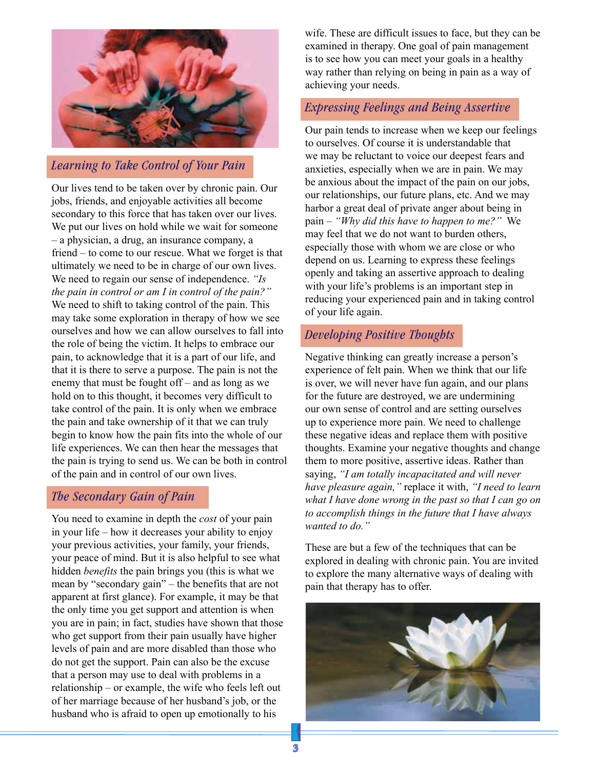## *Learning to Take Control of Your Pain*

Our lives tend to be taken over by chronic pain. Our jobs, friends, and enjoyable activities all become secondary to this force that has taken over our lives. We put our lives on hold while we wait for someone – a physician, a drug, an insurance company, a friend – to come to our rescue. What we forget is that ultimately we need to be in charge of our own lives. We need to regain our sense of independence. *"Is the pain in control or am I in control of the pain?"* We need to shift to taking control of the pain. This may take some exploration in therapy of how we see ourselves and how we can allow ourselves to fall into the role of being the victim. It helps to embrace our pain, to acknowledge that it is a part of our life, and that it is there to serve a purpose. The pain is not the enemy that must be fought off – and as long as we hold on to this thought, it becomes very difficult to take control of the pain. It is only when we embrace the pain and take ownership of it that we can truly begin to know how the pain fits into the whole of our life experiences. We can then hear the messages that the pain is trying to send us. We can be both in control of the pain and in control of our own lives.

## *The Secondary Gain of Pain*

You need to examine in depth the *cost* of your pain in your life – how it decreases your ability to enjoy your previous activities, your family, your friends, your peace of mind. But it is also helpful to see what hidden *benefits* the pain brings you (this is what we mean by "secondary gain" – the benefits that are not apparent at first glance). For example, it may be that the only time you get support and attention is when you are in pain; in fact, studies have shown that those who get support from their pain usually have higher levels of pain and are more disabled than those who do not get the support. Pain can also be the excuse that a person may use to deal with problems in a relationship – or example, the wife who feels left out of her marriage because of her husband's job, or the husband who is afraid to open up emotionally to his wife. These are difficult issues to face, but they can be examined in therapy. One goal of pain management is to see how you can meet your goals in a healthy way rather than relying on being in pain as a way of achieving your needs.

## *Expressing Feelings and Being Assertive*

Our pain tends to increase when we keep our feelings to ourselves. Of course it is understandable that we may be reluctant to voice our deepest fears and anxieties, especially when we are in pain. We may be anxious about the impact of the pain on our jobs, our relationships, our future plans, etc. And we may harbor a great deal of private anger about being in pain – *"Why did this have to happen to me?"* We may feel that we do not want to burden others, especially those with whom we are close or who depend on us. Learning to express these feelings openly and taking an assertive approach to dealing with your life's problems is an important step in reducing your experienced pain and in taking control of your life again.

## *Developing Positive Thoughts*

Negative thinking can greatly increase a person's experience of felt pain. When we think that our life is over, we will never have fun again, and our plans for the future are destroyed, we are undermining our own sense of control and are setting ourselves up to experience more pain. We need to challenge these negative ideas and replace them with positive thoughts. Examine your negative thoughts and change them to more positive, assertive ideas. Rather than saying, *"I am totally incapacitated and will never have pleasure again,"* replace it with, *"I need to learn what I have done wrong in the past so that I can go on to accomplish things in the future that I have always wanted to do."*

These are but a few of the techniques that can be explored in dealing with chronic pain. You are invited to explore the many alternative ways of dealing with pain that therapy has to offer.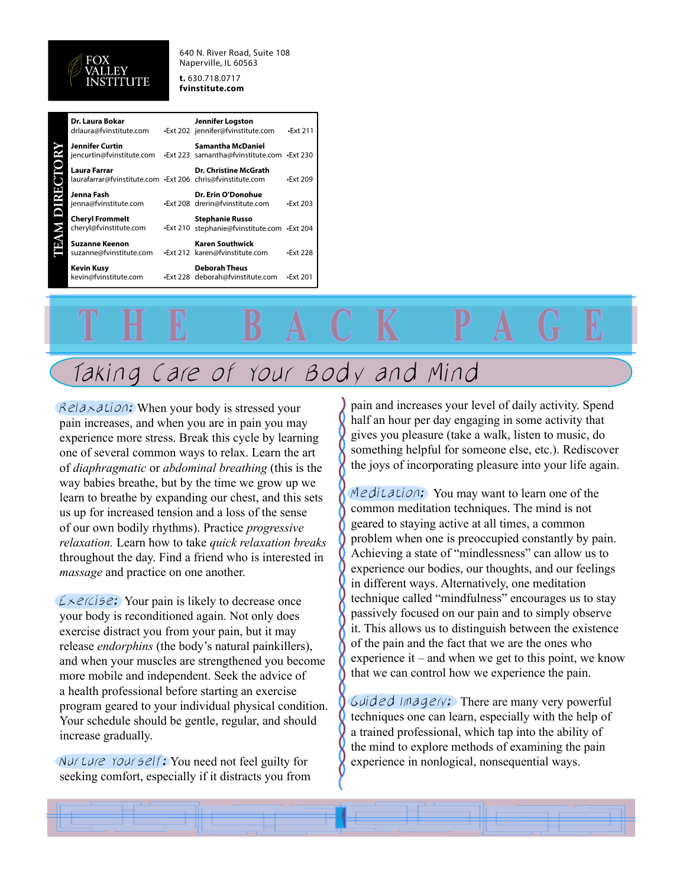**FOX VALLEY INSTITUTE**

640 N. River Road, Suite 108
Naperville, IL 60563

**t.** 630.718.0717
**fvinstitute.com**

## TEAM DIRECTORY

| | | | |
|---|---|---|---|
| **Dr. Laura Bokar** drlaura@fvinstitute.com | •Ext 202 | **Jennifer Logston** jennifer@fvinstitute.com | •Ext 211 |
| **Jennifer Curtin** jencurtin@fvinstitute.com | •Ext 223 | **Samantha McDaniel** samantha@fvinstitute.com | •Ext 230 |
| **Laura Farrar** laurafarrar@fvinstitute.com | •Ext 206 | **Dr. Christine McGrath** chris@fvinstitute.com | •Ext 209 |
| **Jenna Fash** jenna@fvinstitute.com | •Ext 208 | **Dr. Erin O'Donohue** drerin@fvinstitute.com | •Ext 203 |
| **Cheryl Frommelt** cheryl@fvinstitute.com | •Ext 210 | **Stephanie Russo** stephanie@fvinstitute.com | •Ext 204 |
| **Suzanne Keenon** suzanne@fvinstitute.com | •Ext 212 | **Karen Southwick** karen@fvinstitute.com | •Ext 228 |
| **Kevin Kusy** kevin@fvinstitute.com | •Ext 228 | **Deborah Theus** deborah@fvinstitute.com | •Ext 201 |

# THE BACK PAGE

## Taking Care of Your Body and Mind

**Relaxation:** When your body is stressed your pain increases, and when you are in pain you may experience more stress. Break this cycle by learning one of several common ways to relax. Learn the art of *diaphragmatic* or *abdominal breathing* (this is the way babies breathe, but by the time we grow up we learn to breathe by expanding our chest, and this sets us up for increased tension and a loss of the sense of our own bodily rhythms). Practice *progressive relaxation.* Learn how to take *quick relaxation breaks* throughout the day. Find a friend who is interested in *massage* and practice on one another.

**Exercise:** Your pain is likely to decrease once your body is reconditioned again. Not only does exercise distract you from your pain, but it may release *endorphins* (the body's natural painkillers), and when your muscles are strengthened you become more mobile and independent. Seek the advice of a health professional before starting an exercise program geared to your individual physical condition. Your schedule should be gentle, regular, and should increase gradually.

**Nurture Yourself:** You need not feel guilty for seeking comfort, especially if it distracts you from pain and increases your level of daily activity. Spend half an hour per day engaging in some activity that gives you pleasure (take a walk, listen to music, do something helpful for someone else, etc.). Rediscover the joys of incorporating pleasure into your life again.

**Meditation:** You may want to learn one of the common meditation techniques. The mind is not geared to staying active at all times, a common problem when one is preoccupied constantly by pain. Achieving a state of "mindlessness" can allow us to experience our bodies, our thoughts, and our feelings in different ways. Alternatively, one meditation technique called "mindfulness" encourages us to stay passively focused on our pain and to simply observe it. This allows us to distinguish between the existence of the pain and the fact that we are the ones who experience it – and when we get to this point, we know that we can control how we experience the pain.

**Guided Imagery:** There are many very powerful techniques one can learn, especially with the help of a trained professional, which tap into the ability of the mind to explore methods of examining the pain experience in nonlogical, nonsequential ways.